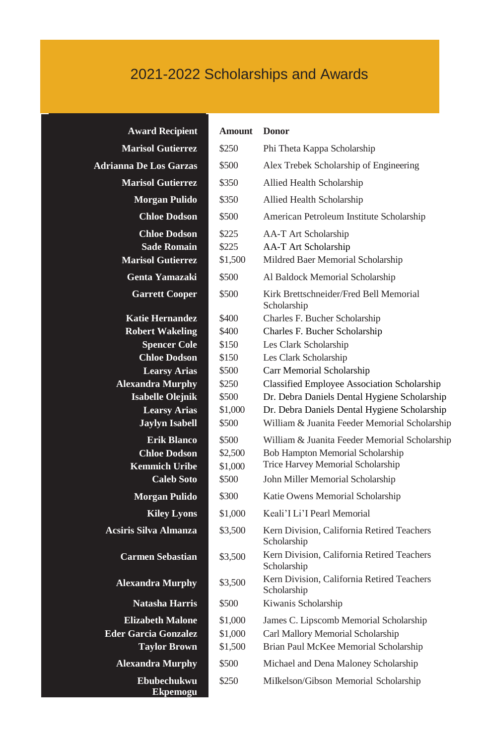# 2021-2022 Scholarships and Awards

| Award Recipient | Amount | Donor |
|---|---|---|
| Marisol Gutierrez | $250 | Phi Theta Kappa Scholarship |
| Adrianna De Los Garzas | $500 | Alex Trebek Scholarship of Engineering |
| Marisol Gutierrez | $350 | Allied Health Scholarship |
| Morgan Pulido | $350 | Allied Health Scholarship |
| Chloe Dodson | $500 | American Petroleum Institute Scholarship |
| Chloe Dodson | $225 | AA-T Art Scholarship |
| Sade Romain | $225 | AA-T Art Scholarship |
| Marisol Gutierrez | $1,500 | Mildred Baer Memorial Scholarship |
| Genta Yamazaki | $500 | Al Baldock Memorial Scholarship |
| Garrett Cooper | $500 | Kirk Brettschneider/Fred Bell Memorial Scholarship |
| Katie Hernandez | $400 | Charles F. Bucher Scholarship |
| Robert Wakeling | $400 | Charles F. Bucher Scholarship |
| Spencer Cole | $150 | Les Clark Scholarship |
| Chloe Dodson | $150 | Les Clark Scholarship |
| Learsy Arias | $500 | Carr Memorial Scholarship |
| Alexandra Murphy | $250 | Classified Employee Association Scholarship |
| Isabelle Olejnik | $500 | Dr. Debra Daniels Dental Hygiene Scholarship |
| Learsy Arias | $1,000 | Dr. Debra Daniels Dental Hygiene Scholarship |
| Jaylyn Isabell | $500 | William & Juanita Feeder Memorial Scholarship |
| Erik Blanco | $500 | William & Juanita Feeder Memorial Scholarship |
| Chloe Dodson | $2,500 | Bob Hampton Memorial Scholarship |
| Kemmich Uribe | $1,000 | Trice Harvey Memorial Scholarship |
| Caleb Soto | $500 | John Miller Memorial Scholarship |
| Morgan Pulido | $300 | Katie Owens Memorial Scholarship |
| Kiley Lyons | $1,000 | Keali'I Li'I Pearl Memorial |
| Acsiris Silva Almanza | $3,500 | Kern Division, California Retired Teachers Scholarship |
| Carmen Sebastian | $3,500 | Kern Division, California Retired Teachers Scholarship |
| Alexandra Murphy | $3,500 | Kern Division, California Retired Teachers Scholarship |
| Natasha Harris | $500 | Kiwanis Scholarship |
| Elizabeth Malone | $1,000 | James C. Lipscomb Memorial Scholarship |
| Eder Garcia Gonzalez | $1,000 | Carl Mallory Memorial Scholarship |
| Taylor Brown | $1,500 | Brian Paul McKee Memorial Scholarship |
| Alexandra Murphy | $500 | Michael and Dena Maloney Scholarship |
| Ebubechukwu Ekpemogu | $250 | Milkelson/Gibson Memorial Scholarship |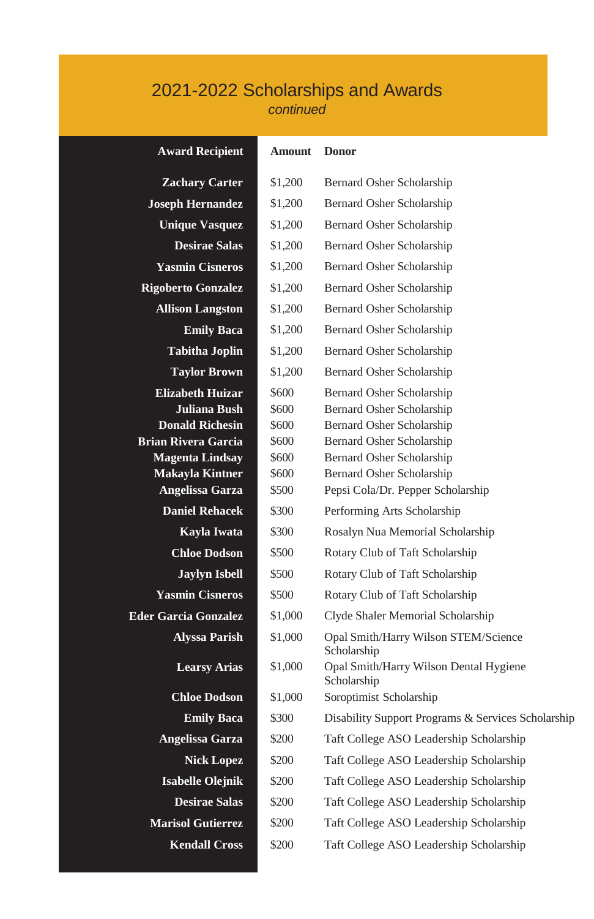# 2021-2022 Scholarships and Awards

*continued*

| Award Recipient | Amount | Donor |
|---|---|---|
| Zachary Carter | $1,200 | Bernard Osher Scholarship |
| Joseph Hernandez | $1,200 | Bernard Osher Scholarship |
| Unique Vasquez | $1,200 | Bernard Osher Scholarship |
| Desirae Salas | $1,200 | Bernard Osher Scholarship |
| Yasmin Cisneros | $1,200 | Bernard Osher Scholarship |
| Rigoberto Gonzalez | $1,200 | Bernard Osher Scholarship |
| Allison Langston | $1,200 | Bernard Osher Scholarship |
| Emily Baca | $1,200 | Bernard Osher Scholarship |
| Tabitha Joplin | $1,200 | Bernard Osher Scholarship |
| Taylor Brown | $1,200 | Bernard Osher Scholarship |
| Elizabeth Huizar | $600 | Bernard Osher Scholarship |
| Juliana Bush | $600 | Bernard Osher Scholarship |
| Donald Richesin | $600 | Bernard Osher Scholarship |
| Brian Rivera Garcia | $600 | Bernard Osher Scholarship |
| Magenta Lindsay | $600 | Bernard Osher Scholarship |
| Makayla Kintner | $600 | Bernard Osher Scholarship |
| Angelissa Garza | $500 | Pepsi Cola/Dr. Pepper Scholarship |
| Daniel Rehacek | $300 | Performing Arts Scholarship |
| Kayla Iwata | $300 | Rosalyn Nua Memorial Scholarship |
| Chloe Dodson | $500 | Rotary Club of Taft Scholarship |
| Jaylyn Isbell | $500 | Rotary Club of Taft Scholarship |
| Yasmin Cisneros | $500 | Rotary Club of Taft Scholarship |
| Eder Garcia Gonzalez | $1,000 | Clyde Shaler Memorial Scholarship |
| Alyssa Parish | $1,000 | Opal Smith/Harry Wilson STEM/Science Scholarship |
| Learsy Arias | $1,000 | Opal Smith/Harry Wilson Dental Hygiene Scholarship |
| Chloe Dodson | $1,000 | Soroptimist Scholarship |
| Emily Baca | $300 | Disability Support Programs & Services Scholarship |
| Angelissa Garza | $200 | Taft College ASO Leadership Scholarship |
| Nick Lopez | $200 | Taft College ASO Leadership Scholarship |
| Isabelle Olejnik | $200 | Taft College ASO Leadership Scholarship |
| Desirae Salas | $200 | Taft College ASO Leadership Scholarship |
| Marisol Gutierrez | $200 | Taft College ASO Leadership Scholarship |
| Kendall Cross | $200 | Taft College ASO Leadership Scholarship |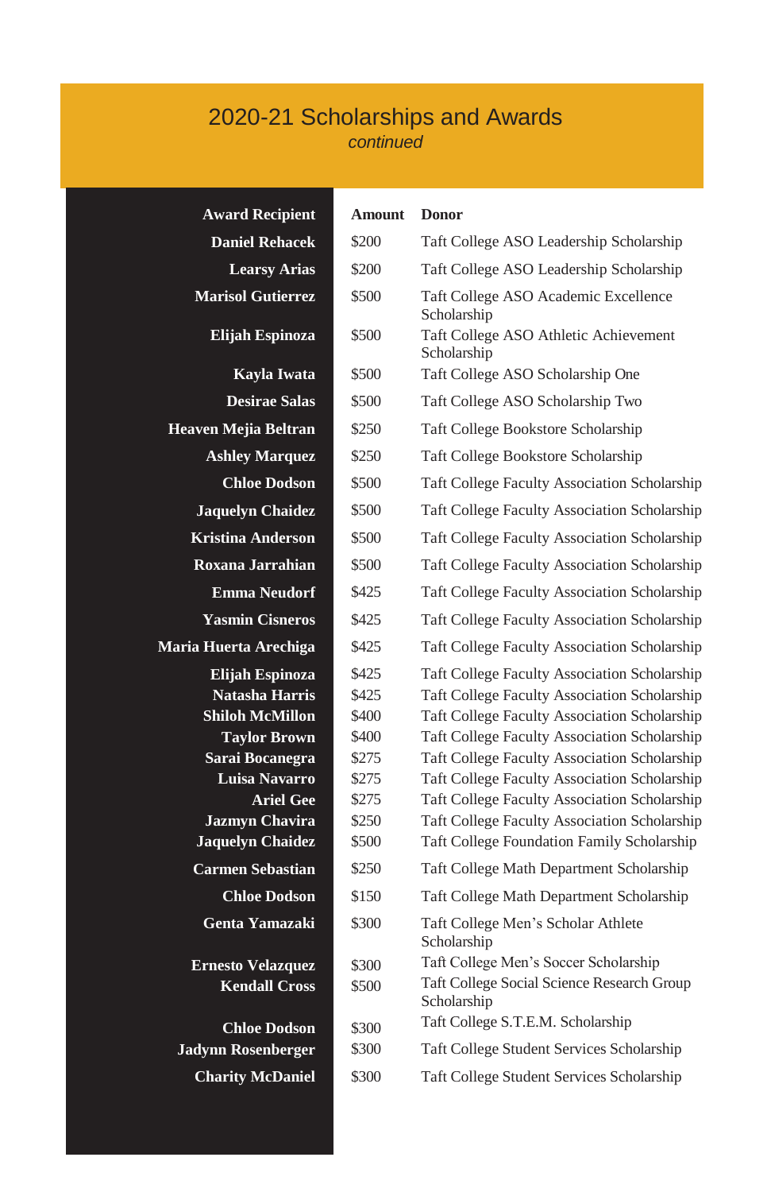# 2020-21 Scholarships and Awards

*continued*

| Award Recipient | Amount | Donor |
|---|---|---|
| Daniel Rehacek | $200 | Taft College ASO Leadership Scholarship |
| Learsy Arias | $200 | Taft College ASO Leadership Scholarship |
| Marisol Gutierrez | $500 | Taft College ASO Academic Excellence Scholarship |
| Elijah Espinoza | $500 | Taft College ASO Athletic Achievement Scholarship |
| Kayla Iwata | $500 | Taft College ASO Scholarship One |
| Desirae Salas | $500 | Taft College ASO Scholarship Two |
| Heaven Mejia Beltran | $250 | Taft College Bookstore Scholarship |
| Ashley Marquez | $250 | Taft College Bookstore Scholarship |
| Chloe Dodson | $500 | Taft College Faculty Association Scholarship |
| Jaquelyn Chaidez | $500 | Taft College Faculty Association Scholarship |
| Kristina Anderson | $500 | Taft College Faculty Association Scholarship |
| Roxana Jarrahian | $500 | Taft College Faculty Association Scholarship |
| Emma Neudorf | $425 | Taft College Faculty Association Scholarship |
| Yasmin Cisneros | $425 | Taft College Faculty Association Scholarship |
| Maria Huerta Arechiga | $425 | Taft College Faculty Association Scholarship |
| Elijah Espinoza | $425 | Taft College Faculty Association Scholarship |
| Natasha Harris | $425 | Taft College Faculty Association Scholarship |
| Shiloh McMillon | $400 | Taft College Faculty Association Scholarship |
| Taylor Brown | $400 | Taft College Faculty Association Scholarship |
| Sarai Bocanegra | $275 | Taft College Faculty Association Scholarship |
| Luisa Navarro | $275 | Taft College Faculty Association Scholarship |
| Ariel Gee | $275 | Taft College Faculty Association Scholarship |
| Jazmyn Chavira | $250 | Taft College Faculty Association Scholarship |
| Jaquelyn Chaidez | $500 | Taft College Foundation Family Scholarship |
| Carmen Sebastian | $250 | Taft College Math Department Scholarship |
| Chloe Dodson | $150 | Taft College Math Department Scholarship |
| Genta Yamazaki | $300 | Taft College Men's Scholar Athlete Scholarship |
| Ernesto Velazquez | $300 | Taft College Men's Soccer Scholarship |
| Kendall Cross | $500 | Taft College Social Science Research Group Scholarship |
| Chloe Dodson | $300 | Taft College S.T.E.M. Scholarship |
| Jadynn Rosenberger | $300 | Taft College Student Services Scholarship |
| Charity McDaniel | $300 | Taft College Student Services Scholarship |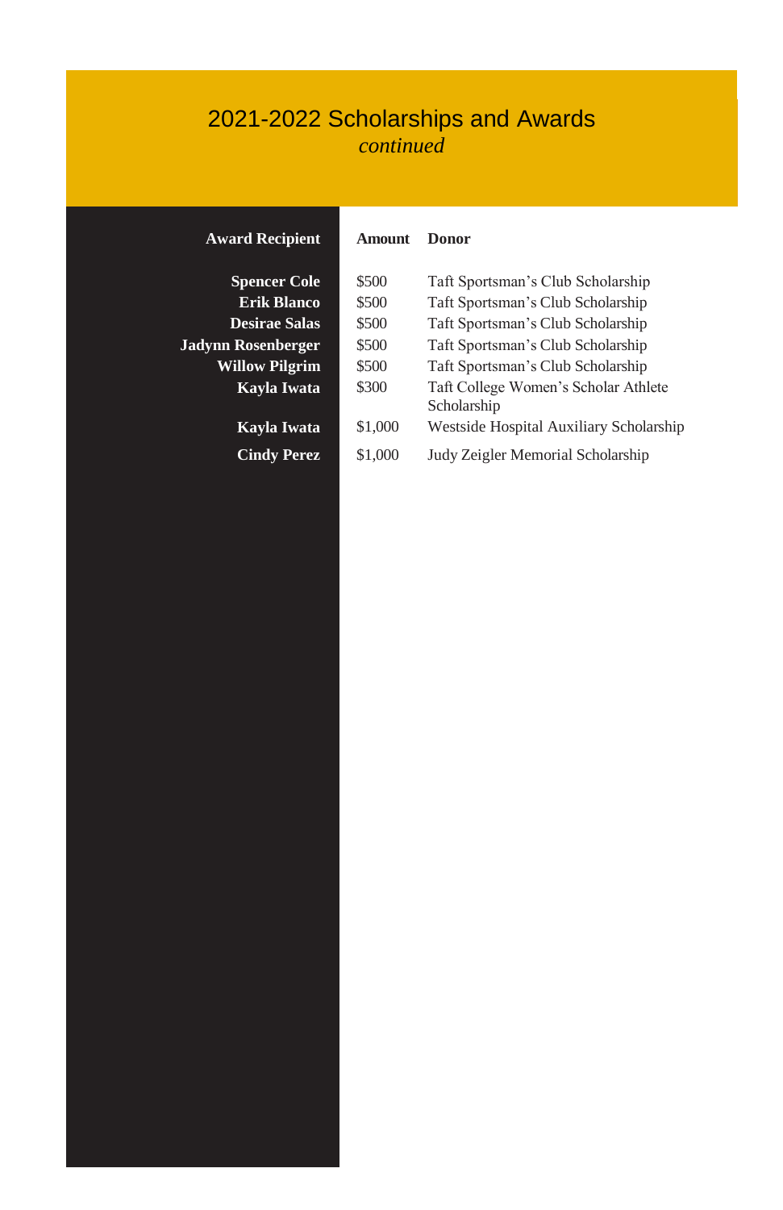# 2021-2022 Scholarships and Awards

*continued*

| Award Recipient | Amount | Donor |
|---|---|---|
| **Spencer Cole** | $500 | Taft Sportsman's Club Scholarship |
| **Erik Blanco** | $500 | Taft Sportsman's Club Scholarship |
| **Desirae Salas** | $500 | Taft Sportsman's Club Scholarship |
| **Jadynn Rosenberger** | $500 | Taft Sportsman's Club Scholarship |
| **Willow Pilgrim** | $500 | Taft Sportsman's Club Scholarship |
| **Kayla Iwata** | $300 | Taft College Women's Scholar Athlete Scholarship |
| **Kayla Iwata** | $1,000 | Westside Hospital Auxiliary Scholarship |
| **Cindy Perez** | $1,000 | Judy Zeigler Memorial Scholarship |